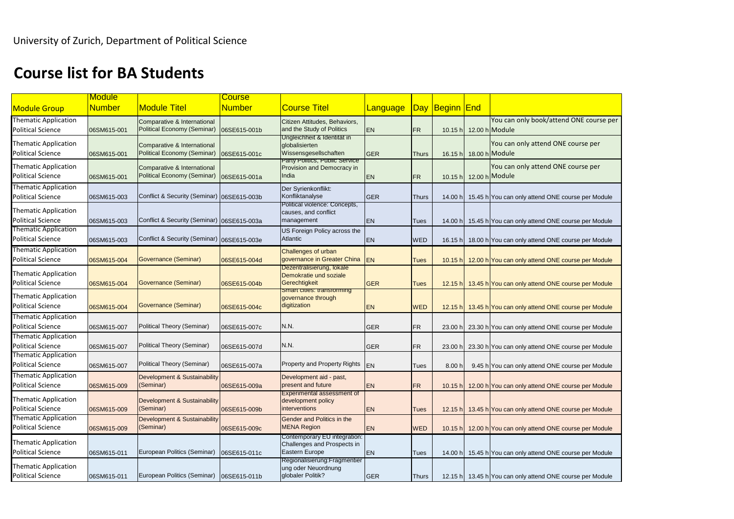University of Zurich, Department of Political Science

# Course list for BA Students

| Module Group | Module Number | Module Titel | Course Number | Course Titel | Language | Day | Beginn | End | |
|---|---|---|---|---|---|---|---|---|---|
| Thematic Application Political Science | 06SM615-001 | Comparative & International Political Economy (Seminar) | 06SE615-001b | Citizen Attitudes, Behaviors, and the Study of Politics | EN | FR | 10.15 h | 12.00 h | You can only book/attend ONE course per Module |
| Thematic Application Political Science | 06SM615-001 | Comparative & International Political Economy (Seminar) | 06SE615-001c | Ungleichheit & Identität in globalisierten Wissensgesellschaften | GER | Thurs | 16.15 h | 18.00 h | You can only attend ONE course per Module |
| Thematic Application Political Science | 06SM615-001 | Comparative & International Political Economy (Seminar) | 06SE615-001a | Party Politics, Public Service Provision and Democracy in India | EN | FR | 10.15 h | 12.00 h | You can only attend ONE course per Module |
| Thematic Application Political Science | 06SM615-003 | Conflict & Security (Seminar) | 06SE615-003b | Der Syrienkonflikt: Konfliktanalyse | GER | Thurs | 14.00 h | 15.45 h | You can only attend ONE course per Module |
| Thematic Application Political Science | 06SM615-003 | Conflict & Security (Seminar) | 06SE615-003a | Political violence: Concepts, causes, and conflict management | EN | Tues | 14.00 h | 15.45 h | You can only attend ONE course per Module |
| Thematic Application Political Science | 06SM615-003 | Conflict & Security (Seminar) | 06SE615-003e | US Foreign Policy across the Atlantic | EN | WED | 16.15 h | 18.00 h | You can only attend ONE course per Module |
| Thematic Application Political Science | 06SM615-004 | Governance (Seminar) | 06SE615-004d | Challenges of urban governance in Greater China | EN | Tues | 10.15 h | 12.00 h | You can only attend ONE course per Module |
| Thematic Application Political Science | 06SM615-004 | Governance (Seminar) | 06SE615-004b | Dezentralisierung, lokale Demokratie und soziale Gerechtigkeit | GER | Tues | 12.15 h | 13.45 h | You can only attend ONE course per Module |
| Thematic Application Political Science | 06SM615-004 | Governance (Seminar) | 06SE615-004c | Smart cities: transforming governance through digitization | EN | WED | 12.15 h | 13.45 h | You can only attend ONE course per Module |
| Thematic Application Political Science | 06SM615-007 | Political Theory (Seminar) | 06SE615-007c | N.N. | GER | FR | 23.00 h | 23.30 h | You can only attend ONE course per Module |
| Thematic Application Political Science | 06SM615-007 | Political Theory (Seminar) | 06SE615-007d | N.N. | GER | FR | 23.00 h | 23.30 h | You can only attend ONE course per Module |
| Thematic Application Political Science | 06SM615-007 | Political Theory (Seminar) | 06SE615-007a | Property and Property Rights | EN | Tues | 8.00 h | 9.45 h | You can only attend ONE course per Module |
| Thematic Application Political Science | 06SM615-009 | Development & Sustainability (Seminar) | 06SE615-009a | Development aid - past, present and future | EN | FR | 10.15 h | 12.00 h | You can only attend ONE course per Module |
| Thematic Application Political Science | 06SM615-009 | Development & Sustainability (Seminar) | 06SE615-009b | Experimental assessment of development policy interventions | EN | Tues | 12.15 h | 13.45 h | You can only attend ONE course per Module |
| Thematic Application Political Science | 06SM615-009 | Development & Sustainability (Seminar) | 06SE615-009c | Gender and Politics in the MENA Region | EN | WED | 10.15 h | 12.00 h | You can only attend ONE course per Module |
| Thematic Application Political Science | 06SM615-011 | European Politics (Seminar) | 06SE615-011c | Contemporary EU integration: Challenges and Prospects in Eastern Europe | EN | Tues | 14.00 h | 15.45 h | You can only attend ONE course per Module |
| Thematic Application Political Science | 06SM615-011 | European Politics (Seminar) | 06SE615-011b | Regionalisierung:Fragmentierung oder Neuordnung globaler Politik? | GER | Thurs | 12.15 h | 13.45 h | You can only attend ONE course per Module |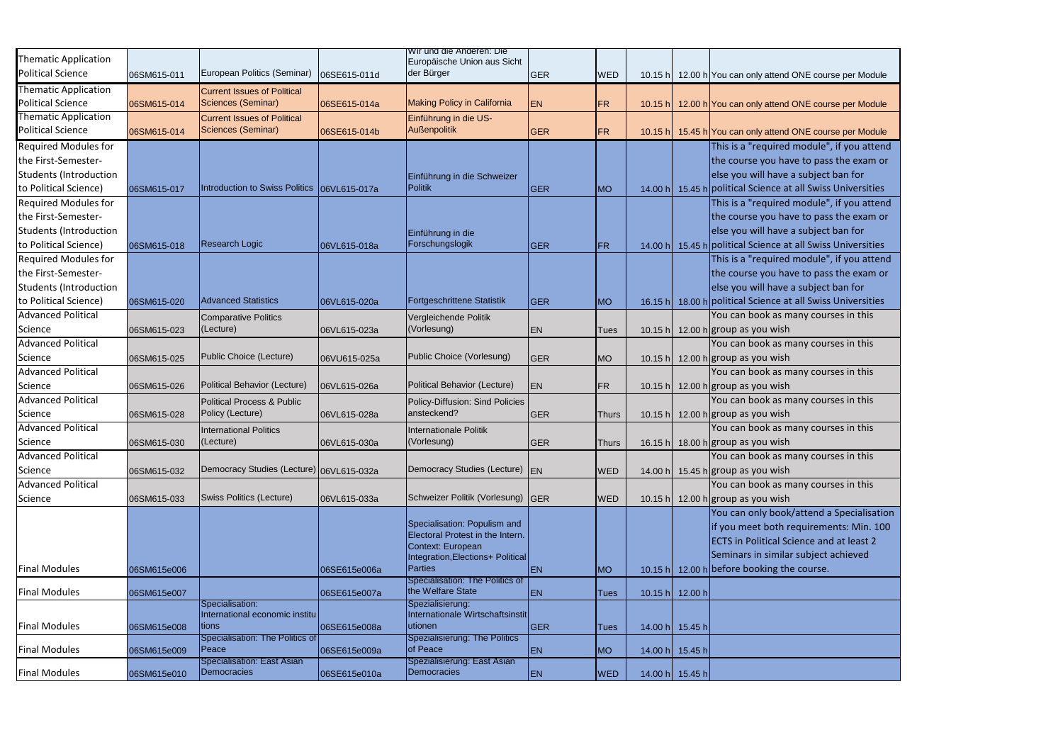| | | | | | | | | | |
|---|---|---|---|---|---|---|---|---|---|
| Thematic Application Political Science | 06SM615-011 | European Politics (Seminar) | 06SE615-011d | Wir und die Anderen: Die Europäische Union aus Sicht der Bürger | GER | WED | 10.15 h | 12.00 h | You can only attend ONE course per Module |
| Thematic Application Political Science | 06SM615-014 | Current Issues of Political Sciences (Seminar) | 06SE615-014a | Making Policy in California | EN | FR | 10.15 h | 12.00 h | You can only attend ONE course per Module |
| Thematic Application Political Science | 06SM615-014 | Current Issues of Political Sciences (Seminar) | 06SE615-014b | Einführung in die US-Außenpolitik | GER | FR | 10.15 h | 15.45 h | You can only attend ONE course per Module |
| Required Modules for the First-Semester-Students (Introduction to Political Science) | 06SM615-017 | Introduction to Swiss Politics | 06VL615-017a | Einführung in die Schweizer Politik | GER | MO | 14.00 h | 15.45 h | This is a "required module", if you attend the course you have to pass the exam or else you will have a subject ban for political Science at all Swiss Universities |
| Required Modules for the First-Semester-Students (Introduction to Political Science) | 06SM615-018 | Research Logic | 06VL615-018a | Einführung in die Forschungslogik | GER | FR | 14.00 h | 15.45 h | This is a "required module", if you attend the course you have to pass the exam or else you will have a subject ban for political Science at all Swiss Universities |
| Required Modules for the First-Semester-Students (Introduction to Political Science) | 06SM615-020 | Advanced Statistics | 06VL615-020a | Fortgeschrittene Statistik | GER | MO | 16.15 h | 18.00 h | This is a "required module", if you attend the course you have to pass the exam or else you will have a subject ban for political Science at all Swiss Universities |
| Advanced Political Science | 06SM615-023 | Comparative Politics (Lecture) | 06VL615-023a | Vergleichende Politik (Vorlesung) | EN | Tues | 10.15 h | 12.00 h | You can book as many courses in this group as you wish |
| Advanced Political Science | 06SM615-025 | Public Choice (Lecture) | 06VU615-025a | Public Choice (Vorlesung) | GER | MO | 10.15 h | 12.00 h | You can book as many courses in this group as you wish |
| Advanced Political Science | 06SM615-026 | Political Behavior (Lecture) | 06VL615-026a | Political Behavior (Lecture) | EN | FR | 10.15 h | 12.00 h | You can book as many courses in this group as you wish |
| Advanced Political Science | 06SM615-028 | Political Process & Public Policy (Lecture) | 06VL615-028a | Policy-Diffusion: Sind Policies ansteckend? | GER | Thurs | 10.15 h | 12.00 h | You can book as many courses in this group as you wish |
| Advanced Political Science | 06SM615-030 | International Politics (Lecture) | 06VL615-030a | Internationale Politik (Vorlesung) | GER | Thurs | 16.15 h | 18.00 h | You can book as many courses in this group as you wish |
| Advanced Political Science | 06SM615-032 | Democracy Studies (Lecture) | 06VL615-032a | Democracy Studies (Lecture) | EN | WED | 14.00 h | 15.45 h | You can book as many courses in this group as you wish |
| Advanced Political Science | 06SM615-033 | Swiss Politics (Lecture) | 06VL615-033a | Schweizer Politik (Vorlesung) | GER | WED | 10.15 h | 12.00 h | You can book as many courses in this group as you wish |
| Final Modules | 06SM615e006 | | 06SE615e006a | Specialisation: Populism and Electoral Protest in the Intern. Context: European Integration,Elections+ Political Parties | EN | MO | 10.15 h | 12.00 h | You can only book/attend a Specialisation if you meet both requirements: Min. 100 ECTS in Political Science and at least 2 Seminars in similar subject achieved before booking the course. |
| Final Modules | 06SM615e007 | | 06SE615e007a | Specialisation: The Politics of the Welfare State | EN | Tues | 10.15 h | 12.00 h | |
| Final Modules | 06SM615e008 | Specialisation: International economic institutions | 06SE615e008a | Spezialisierung: Internationale Wirtschaftsinstitutionen | GER | Tues | 14.00 h | 15.45 h | |
| Final Modules | 06SM615e009 | Specialisation: The Politics of Peace | 06SE615e009a | Spezialisierung: The Politics of Peace | EN | MO | 14.00 h | 15.45 h | |
| Final Modules | 06SM615e010 | Specialisation: East Asian Democracies | 06SE615e010a | Spezialisierung: East Asian Democracies | EN | WED | 14.00 h | 15.45 h | |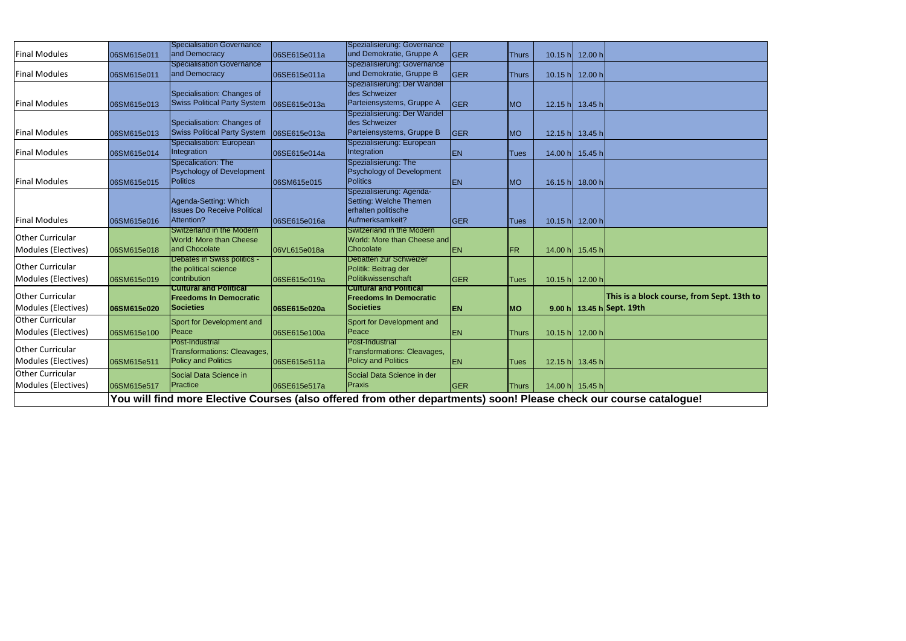| | | | | | | | | | |
|---|---|---|---|---|---|---|---|---|---|
| Final Modules | 06SM615e011 | Specialisation Governance and Democracy | 06SE615e011a | Spezialisierung: Governance und Demokratie, Gruppe A | GER | Thurs | 10.15 h | 12.00 h | |
| Final Modules | 06SM615e011 | Specialisation Governance and Democracy | 06SE615e011a | Spezialisierung: Governance und Demokratie, Gruppe B | GER | Thurs | 10.15 h | 12.00 h | |
| Final Modules | 06SM615e013 | Specialisation: Changes of Swiss Political Party System | 06SE615e013a | Spezialisierung: Der Wandel des Schweizer Parteiensystems, Gruppe A | GER | MO | 12.15 h | 13.45 h | |
| Final Modules | 06SM615e013 | Specialisation: Changes of Swiss Political Party System | 06SE615e013a | Spezialisierung: Der Wandel des Schweizer Parteiensystems, Gruppe B | GER | MO | 12.15 h | 13.45 h | |
| Final Modules | 06SM615e014 | Specialisation: European Integration | 06SE615e014a | Spezialisierung: European Integration | EN | Tues | 14.00 h | 15.45 h | |
| Final Modules | 06SM615e015 | Specalication: The Psychology of Development Politics | 06SM615e015 | Spezialisierung: The Psychology of Development Politics | EN | MO | 16.15 h | 18.00 h | |
| Final Modules | 06SM615e016 | Agenda-Setting: Which Issues Do Receive Political Attention? | 06SE615e016a | Spezialisierung: Agenda-Setting: Welche Themen erhalten politische Aufmerksamkeit? | GER | Tues | 10.15 h | 12.00 h | |
| Other Curricular Modules (Electives) | 06SM615e018 | Switzerland in the Modern World: More than Cheese and Chocolate | 06VL615e018a | Switzerland in the Modern World: More than Cheese and Chocolate | EN | FR | 14.00 h | 15.45 h | |
| Other Curricular Modules (Electives) | 06SM615e019 | Debates in Swiss politics - the political science contribution | 06SE615e019a | Debatten zur Schweizer Politik: Beitrag der Politikwissenschaft | GER | Tues | 10.15 h | 12.00 h | |
| Other Curricular Modules (Electives) | **06SM615e020** | **Cultural and Political Freedoms In Democratic Societies** | **06SE615e020a** | **Cultural and Political Freedoms In Democratic Societies** | **EN** | **MO** | **9.00 h** | **13.45 h** | **This is a block course, from Sept. 13th to Sept. 19th** |
| Other Curricular Modules (Electives) | 06SM615e100 | Sport for Development and Peace | 06SE615e100a | Sport for Development and Peace | EN | Thurs | 10.15 h | 12.00 h | |
| Other Curricular Modules (Electives) | 06SM615e511 | Post-Industrial Transformations: Cleavages, Policy and Politics | 06SE615e511a | Post-Industrial Transformations: Cleavages, Policy and Politics | EN | Tues | 12.15 h | 13.45 h | |
| Other Curricular Modules (Electives) | 06SM615e517 | Social Data Science in Practice | 06SE615e517a | Social Data Science in der Praxis | GER | Thurs | 14.00 h | 15.45 h | |

**You will find more Elective Courses (also offered from other departments) soon! Please check our course catalogue!**